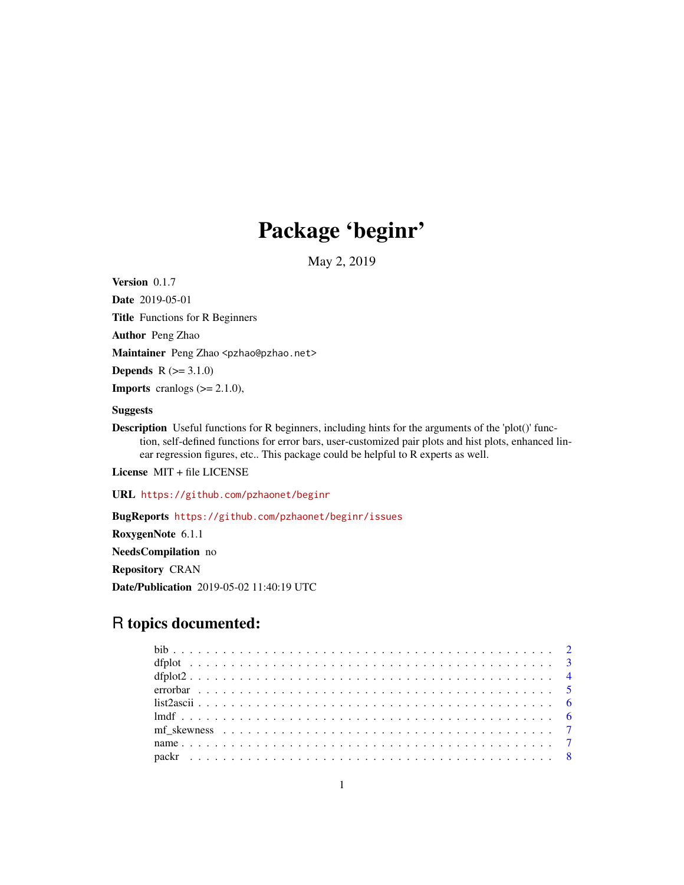# Package 'beginr'

May 2, 2019

**Version** 0.1.7

**Date** 2019-05-01

**Title** Functions for R Beginners

**Author** Peng Zhao

**Maintainer** Peng Zhao <pzhao@pzhao.net>

**Depends** R (>= 3.1.0)

**Imports** cranlogs (>= 2.1.0),

**Suggests**

**Description** Useful functions for R beginners, including hints for the arguments of the 'plot()' function, self-defined functions for error bars, user-customized pair plots and hist plots, enhanced linear regression figures, etc.. This package could be helpful to R experts as well.

**License** MIT + file LICENSE

**URL** https://github.com/pzhaonet/beginr

**BugReports** https://github.com/pzhaonet/beginr/issues

**RoxygenNote** 6.1.1

**NeedsCompilation** no

**Repository** CRAN

**Date/Publication** 2019-05-02 11:40:19 UTC

## R topics documented:

| | |
|---|---|
| bib | 2 |
| dfplot | 3 |
| dfplot2 | 4 |
| errorbar | 5 |
| list2ascii | 6 |
| lmdf | 6 |
| mf_skewness | 7 |
| name | 7 |
| packr | 8 |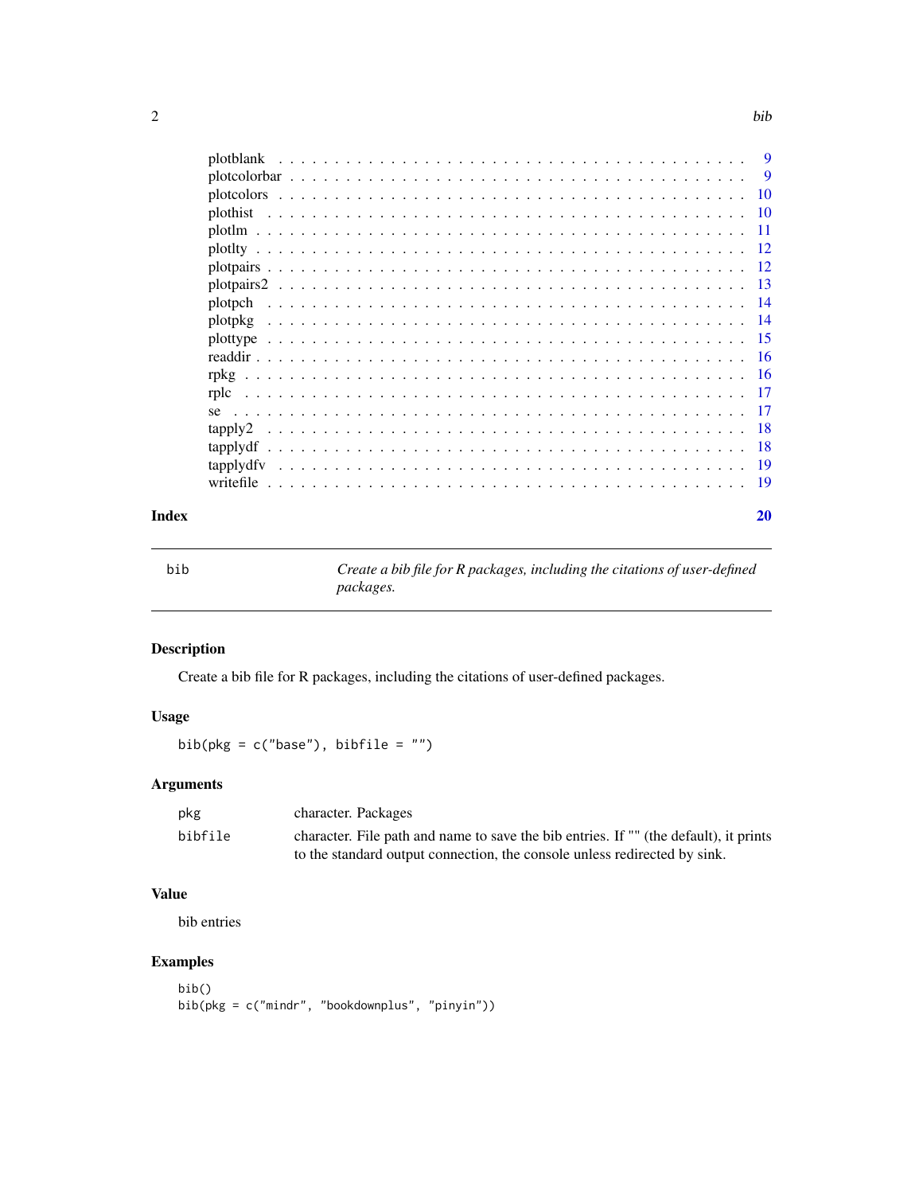| | |
|---|---|
| plotblank | 9 |
| plotcolorbar | 9 |
| plotcolors | 10 |
| plothist | 10 |
| plotlm | 11 |
| plotlty | 12 |
| plotpairs | 12 |
| plotpairs2 | 13 |
| plotpch | 14 |
| plotpkg | 14 |
| plottype | 15 |
| readdir | 16 |
| rpkg | 16 |
| rplc | 17 |
| se | 17 |
| tapply2 | 18 |
| tapplydf | 18 |
| tapplydfv | 19 |
| writefile | 19 |

**Index** **20**

---

`bib` *Create a bib file for R packages, including the citations of user-defined packages.*

---

## Description

Create a bib file for R packages, including the citations of user-defined packages.

## Usage

```
bib(pkg = c("base"), bibfile = "")
```

## Arguments

| | |
|---|---|
| `pkg` | character. Packages |
| `bibfile` | character. File path and name to save the bib entries. If "" (the default), it prints to the standard output connection, the console unless redirected by sink. |

## Value

bib entries

## Examples

```
bib()
bib(pkg = c("mindr", "bookdownplus", "pinyin"))
```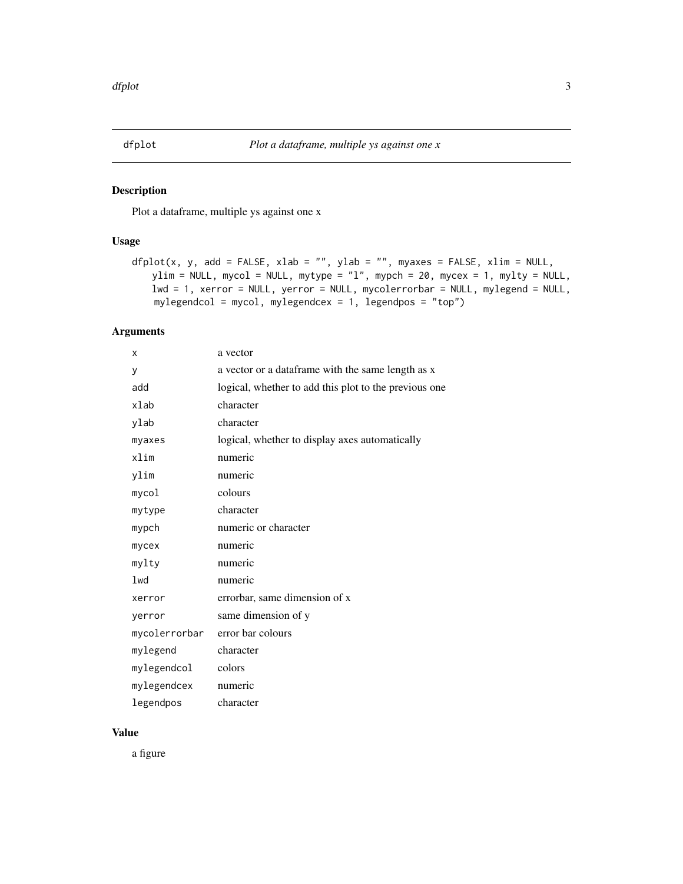# dfplot — *Plot a dataframe, multiple ys against one x*

## Description

Plot a dataframe, multiple ys against one x

## Usage

```
dfplot(x, y, add = FALSE, xlab = "", ylab = "", myaxes = FALSE, xlim = NULL,
    ylim = NULL, mycol = NULL, mytype = "l", mypch = 20, mycex = 1, mylty = NULL,
    lwd = 1, xerror = NULL, yerror = NULL, mycolerrorbar = NULL, mylegend = NULL,
    mylegendcol = mycol, mylegendcex = 1, legendpos = "top")
```

## Arguments

| | |
|---|---|
| `x` | a vector |
| `y` | a vector or a dataframe with the same length as x |
| `add` | logical, whether to add this plot to the previous one |
| `xlab` | character |
| `ylab` | character |
| `myaxes` | logical, whether to display axes automatically |
| `xlim` | numeric |
| `ylim` | numeric |
| `mycol` | colours |
| `mytype` | character |
| `mypch` | numeric or character |
| `mycex` | numeric |
| `mylty` | numeric |
| `lwd` | numeric |
| `xerror` | errorbar, same dimension of x |
| `yerror` | same dimension of y |
| `mycolerrorbar` | error bar colours |
| `mylegend` | character |
| `mylegendcol` | colors |
| `mylegendcex` | numeric |
| `legendpos` | character |

## Value

a figure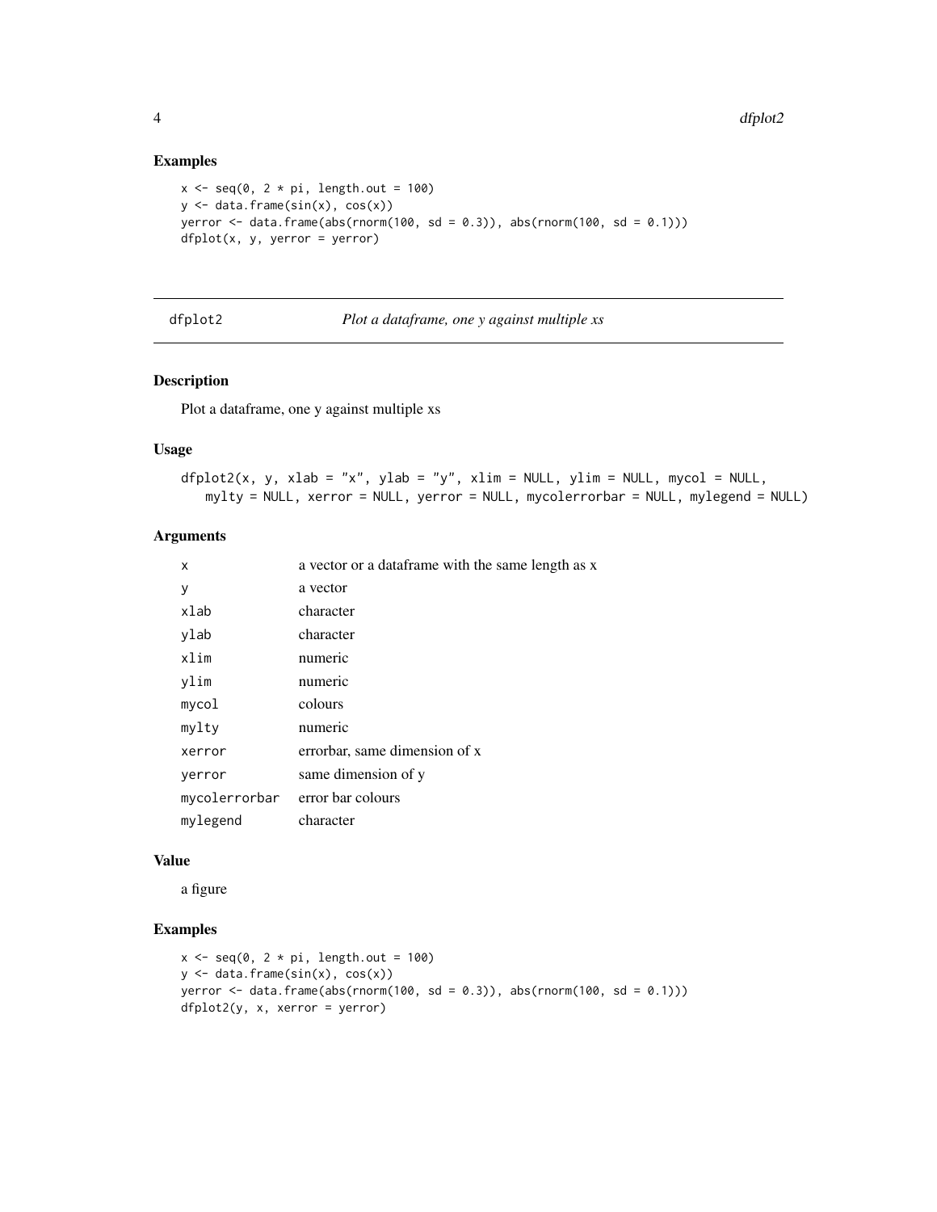### Examples

```
x <- seq(0, 2 * pi, length.out = 100)
y <- data.frame(sin(x), cos(x))
yerror <- data.frame(abs(rnorm(100, sd = 0.3)), abs(rnorm(100, sd = 0.1)))
dfplot(x, y, yerror = yerror)
```

---

## dfplot2 — *Plot a dataframe, one y against multiple xs*

---

### Description

Plot a dataframe, one y against multiple xs

### Usage

```
dfplot2(x, y, xlab = "x", ylab = "y", xlim = NULL, ylim = NULL, mycol = NULL,
   mylty = NULL, xerror = NULL, yerror = NULL, mycolerrorbar = NULL, mylegend = NULL)
```

### Arguments

| | |
|---|---|
| `x` | a vector or a dataframe with the same length as x |
| `y` | a vector |
| `xlab` | character |
| `ylab` | character |
| `xlim` | numeric |
| `ylim` | numeric |
| `mycol` | colours |
| `mylty` | numeric |
| `xerror` | errorbar, same dimension of x |
| `yerror` | same dimension of y |
| `mycolerrorbar` | error bar colours |
| `mylegend` | character |

### Value

a figure

### Examples

```
x <- seq(0, 2 * pi, length.out = 100)
y <- data.frame(sin(x), cos(x))
yerror <- data.frame(abs(rnorm(100, sd = 0.3)), abs(rnorm(100, sd = 0.1)))
dfplot2(y, x, xerror = yerror)
```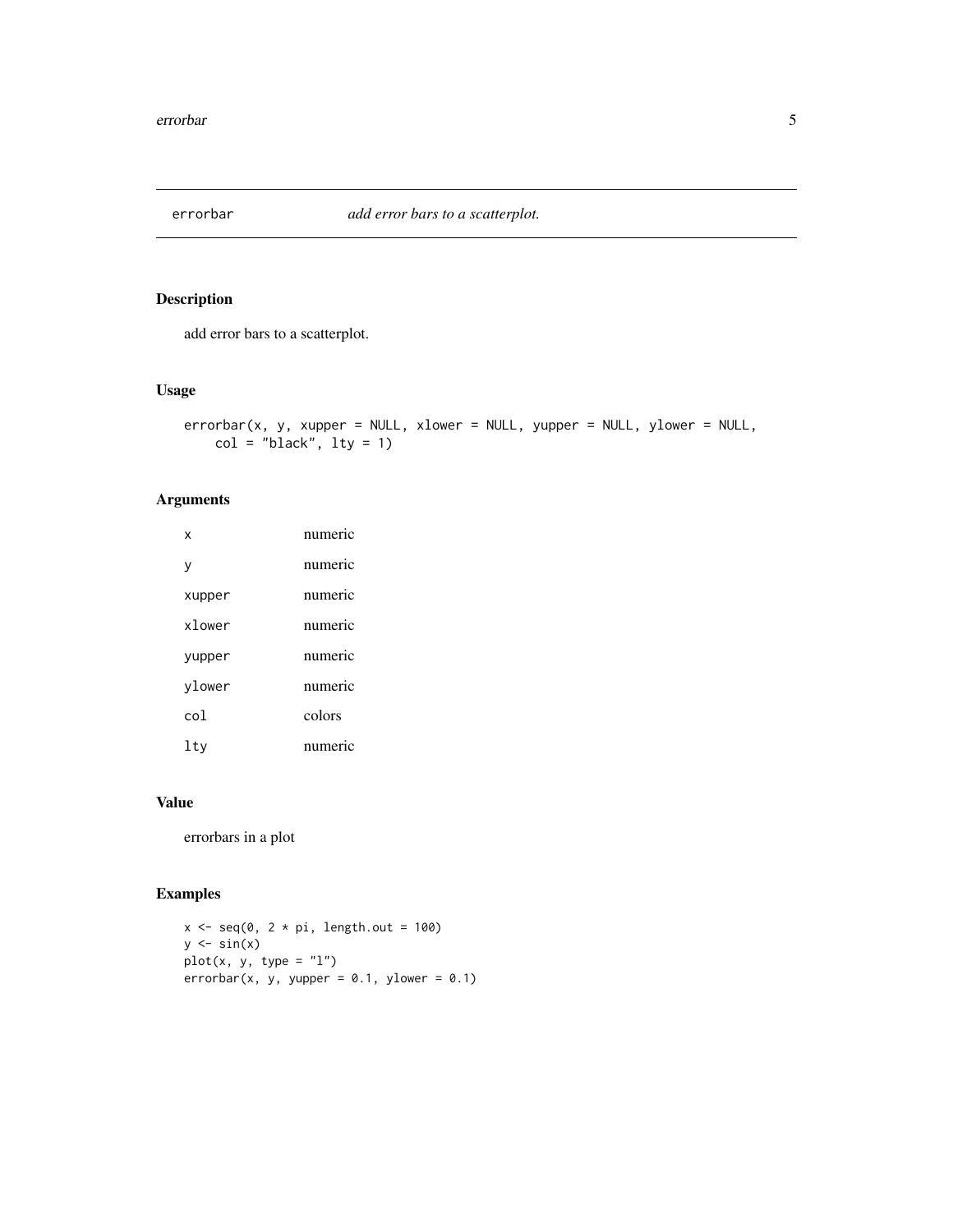## errorbar *add error bars to a scatterplot.*

### Description

add error bars to a scatterplot.

### Usage

```
errorbar(x, y, xupper = NULL, xlower = NULL, yupper = NULL, ylower = NULL,
    col = "black", lty = 1)
```

### Arguments

| | |
|---|---|
| x | numeric |
| y | numeric |
| xupper | numeric |
| xlower | numeric |
| yupper | numeric |
| ylower | numeric |
| col | colors |
| lty | numeric |

### Value

errorbars in a plot

### Examples

```
x <- seq(0, 2 * pi, length.out = 100)
y <- sin(x)
plot(x, y, type = "l")
errorbar(x, y, yupper = 0.1, ylower = 0.1)
```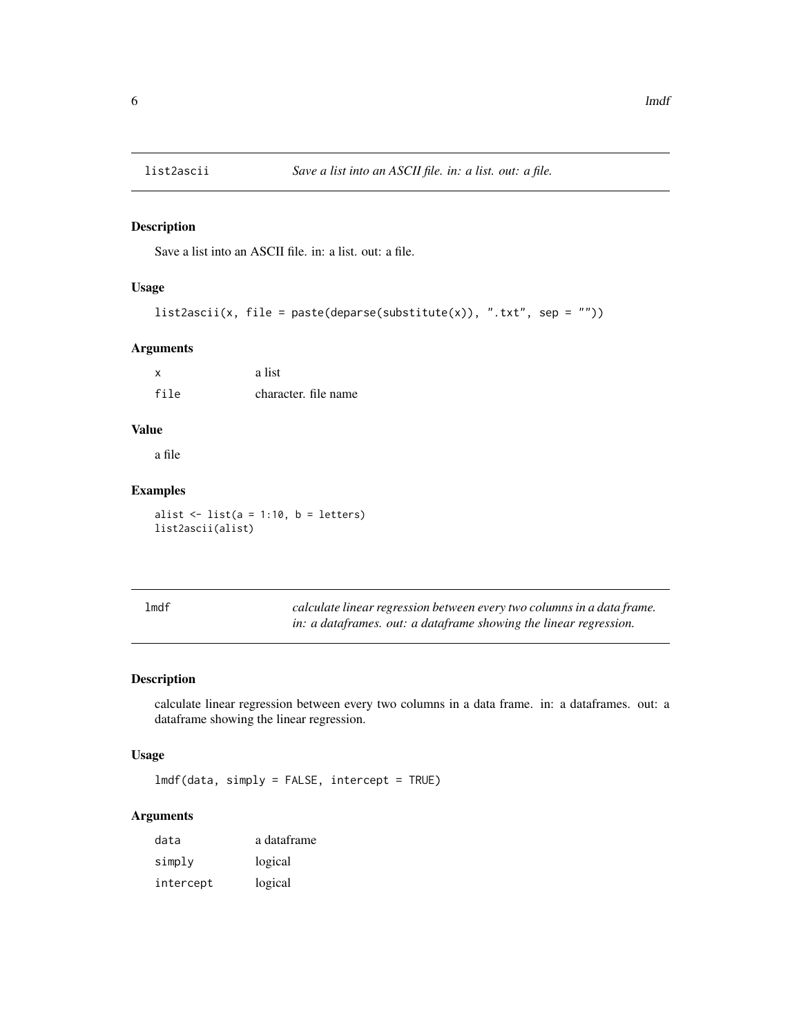## list2ascii — *Save a list into an ASCII file. in: a list. out: a file.*

### Description

Save a list into an ASCII file. in: a list. out: a file.

### Usage

```
list2ascii(x, file = paste(deparse(substitute(x)), ".txt", sep = ""))
```

### Arguments

| | |
|---|---|
| `x` | a list |
| `file` | character. file name |

### Value

a file

### Examples

```
alist <- list(a = 1:10, b = letters)
list2ascii(alist)
```

## lmdf — *calculate linear regression between every two columns in a data frame. in: a dataframes. out: a dataframe showing the linear regression.*

### Description

calculate linear regression between every two columns in a data frame. in: a dataframes. out: a dataframe showing the linear regression.

### Usage

```
lmdf(data, simply = FALSE, intercept = TRUE)
```

### Arguments

| | |
|---|---|
| `data` | a dataframe |
| `simply` | logical |
| `intercept` | logical |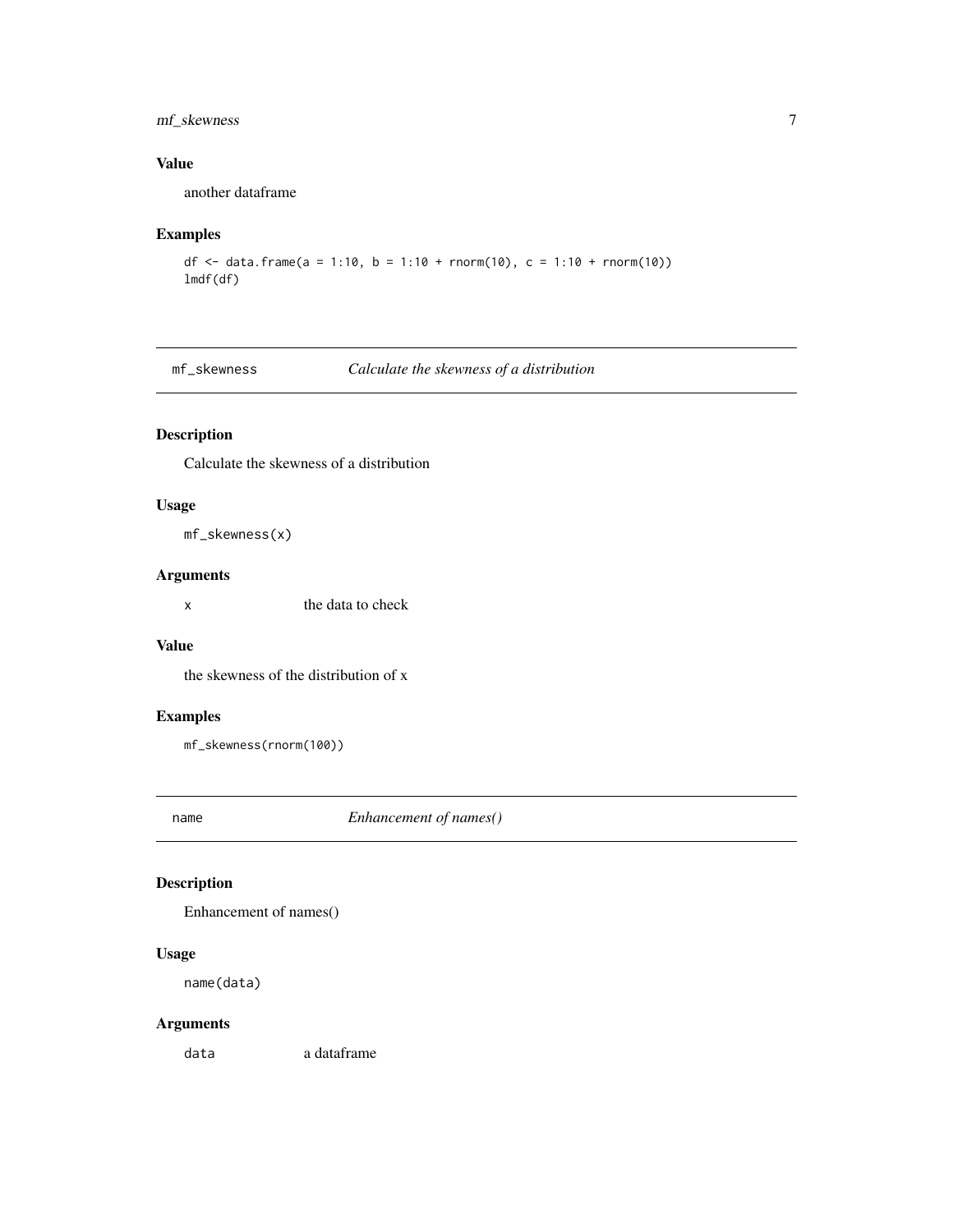### Value

another dataframe

### Examples

```
df <- data.frame(a = 1:10, b = 1:10 + rnorm(10), c = 1:10 + rnorm(10))
lmdf(df)
```

---

## mf_skewness — *Calculate the skewness of a distribution*

---

### Description

Calculate the skewness of a distribution

### Usage

```
mf_skewness(x)
```

### Arguments

| | |
|---|---|
| x | the data to check |

### Value

the skewness of the distribution of x

### Examples

```
mf_skewness(rnorm(100))
```

---

## name — *Enhancement of names()*

---

### Description

Enhancement of names()

### Usage

```
name(data)
```

### Arguments

| | |
|---|---|
| data | a dataframe |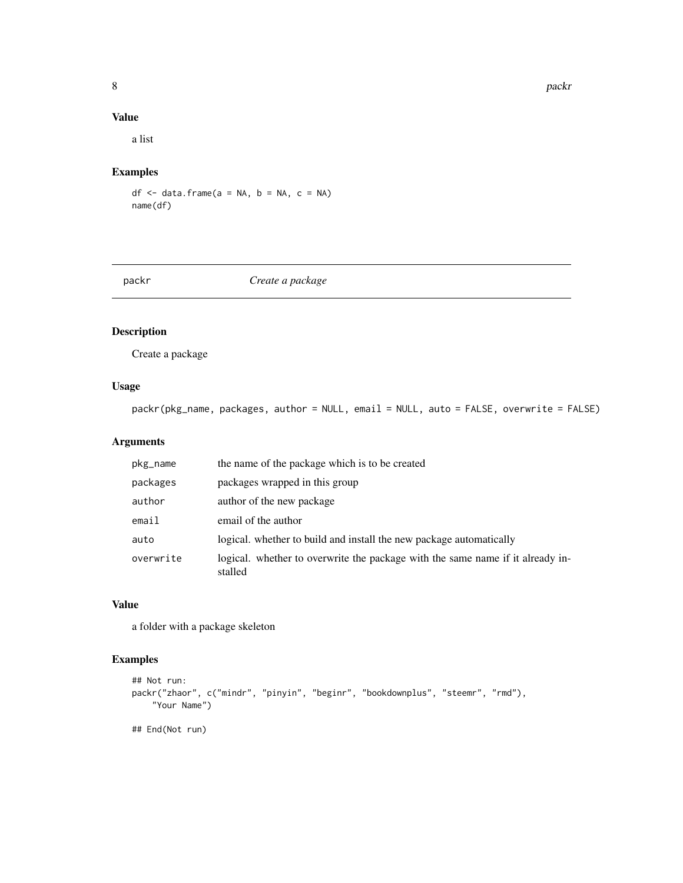### Value

a list

### Examples

```
df <- data.frame(a = NA, b = NA, c = NA)
name(df)
```

## packr — *Create a package*

### Description

Create a package

### Usage

```
packr(pkg_name, packages, author = NULL, email = NULL, auto = FALSE, overwrite = FALSE)
```

### Arguments

| | |
|---|---|
| pkg_name | the name of the package which is to be created |
| packages | packages wrapped in this group |
| author | author of the new package |
| email | email of the author |
| auto | logical. whether to build and install the new package automatically |
| overwrite | logical. whether to overwrite the package with the same name if it already installed |

### Value

a folder with a package skeleton

### Examples

```
## Not run:
packr("zhaor", c("mindr", "pinyin", "beginr", "bookdownplus", "steemr", "rmd"),
    "Your Name")

## End(Not run)
```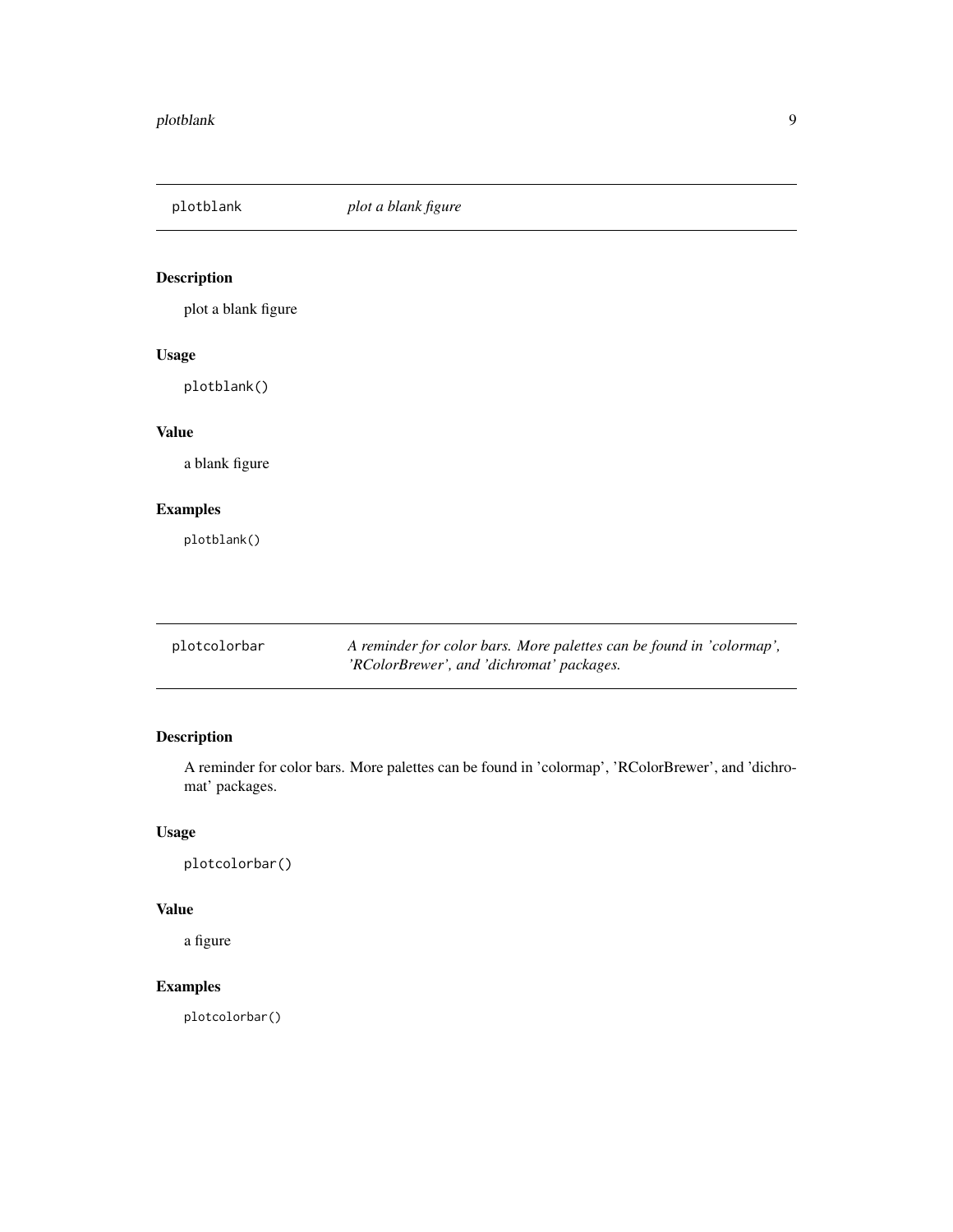## plotblank — *plot a blank figure*

### Description

plot a blank figure

### Usage

```
plotblank()
```

### Value

a blank figure

### Examples

```
plotblank()
```

## plotcolorbar — *A reminder for color bars. More palettes can be found in 'colormap', 'RColorBrewer', and 'dichromat' packages.*

### Description

A reminder for color bars. More palettes can be found in 'colormap', 'RColorBrewer', and 'dichromat' packages.

### Usage

```
plotcolorbar()
```

### Value

a figure

### Examples

```
plotcolorbar()
```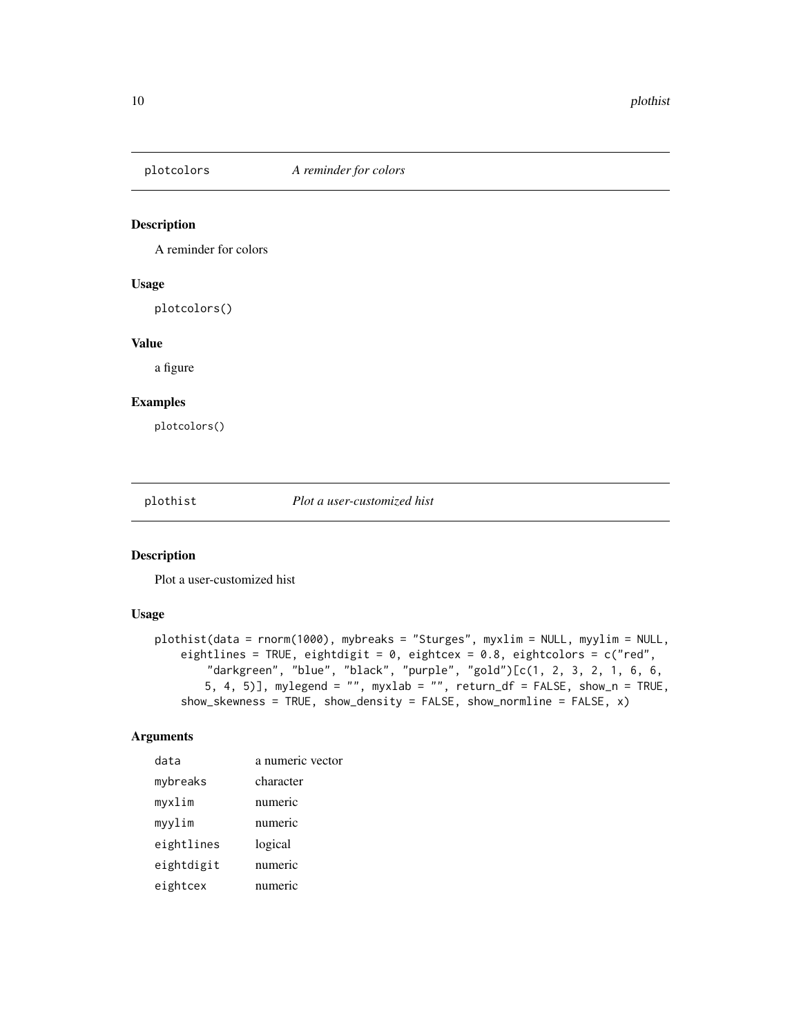## plotcolors    *A reminder for colors*

### Description

A reminder for colors

### Usage

```
plotcolors()
```

### Value

a figure

### Examples

```
plotcolors()
```

## plothist    *Plot a user-customized hist*

### Description

Plot a user-customized hist

### Usage

```
plothist(data = rnorm(1000), mybreaks = "Sturges", myxlim = NULL, myylim = NULL,
    eightlines = TRUE, eightdigit = 0, eightcex = 0.8, eightcolors = c("red",
        "darkgreen", "blue", "black", "purple", "gold")[c(1, 2, 3, 2, 1, 6, 6,
        5, 4, 5)], mylegend = "", myxlab = "", return_df = FALSE, show_n = TRUE,
    show_skewness = TRUE, show_density = FALSE, show_normline = FALSE, x)
```

### Arguments

| | |
|---|---|
| data | a numeric vector |
| mybreaks | character |
| myxlim | numeric |
| myylim | numeric |
| eightlines | logical |
| eightdigit | numeric |
| eightcex | numeric |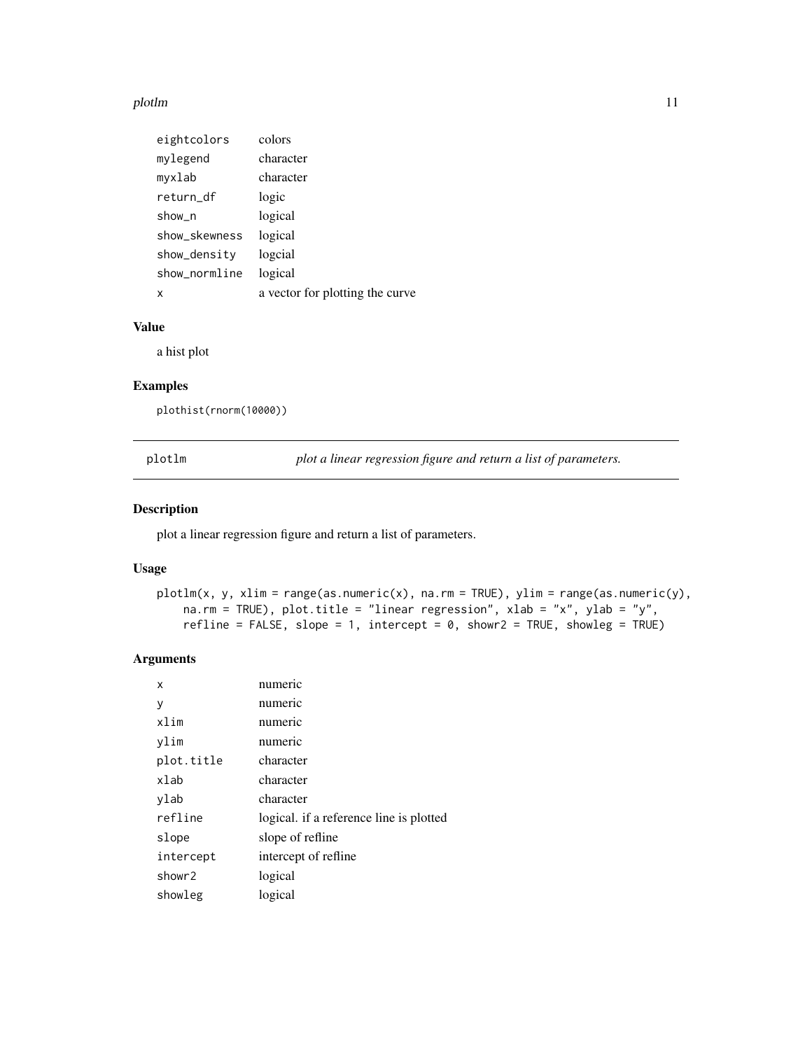| | |
|---|---|
| eightcolors | colors |
| mylegend | character |
| myxlab | character |
| return_df | logic |
| show_n | logical |
| show_skewness | logical |
| show_density | logcial |
| show_normline | logical |
| x | a vector for plotting the curve |

### Value

a hist plot

### Examples

```
plothist(rnorm(10000))
```

---

## plotlm — *plot a linear regression figure and return a list of parameters.*

---

### Description

plot a linear regression figure and return a list of parameters.

### Usage

```
plotlm(x, y, xlim = range(as.numeric(x), na.rm = TRUE), ylim = range(as.numeric(y),
    na.rm = TRUE), plot.title = "linear regression", xlab = "x", ylab = "y",
    refline = FALSE, slope = 1, intercept = 0, showr2 = TRUE, showleg = TRUE)
```

### Arguments

| | |
|---|---|
| x | numeric |
| y | numeric |
| xlim | numeric |
| ylim | numeric |
| plot.title | character |
| xlab | character |
| ylab | character |
| refline | logical. if a reference line is plotted |
| slope | slope of refline |
| intercept | intercept of refline |
| showr2 | logical |
| showleg | logical |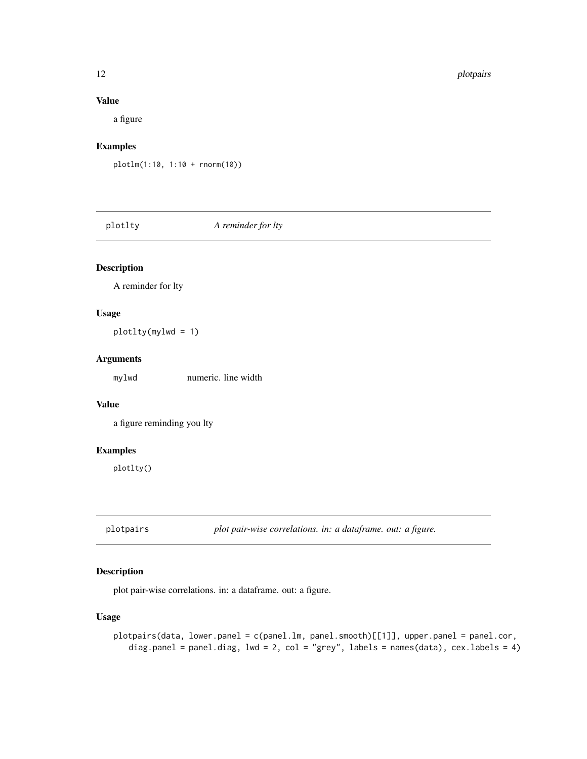### Value

a figure

### Examples

```
plotlm(1:10, 1:10 + rnorm(10))
```

---

## plotlty — *A reminder for lty*

### Description

A reminder for lty

### Usage

```
plotlty(mylwd = 1)
```

### Arguments

| | |
|---|---|
| mylwd | numeric. line width |

### Value

a figure reminding you lty

### Examples

```
plotlty()
```

---

## plotpairs — *plot pair-wise correlations. in: a dataframe. out: a figure.*

### Description

plot pair-wise correlations. in: a dataframe. out: a figure.

### Usage

```
plotpairs(data, lower.panel = c(panel.lm, panel.smooth)[[1]], upper.panel = panel.cor,
   diag.panel = panel.diag, lwd = 2, col = "grey", labels = names(data), cex.labels = 4)
```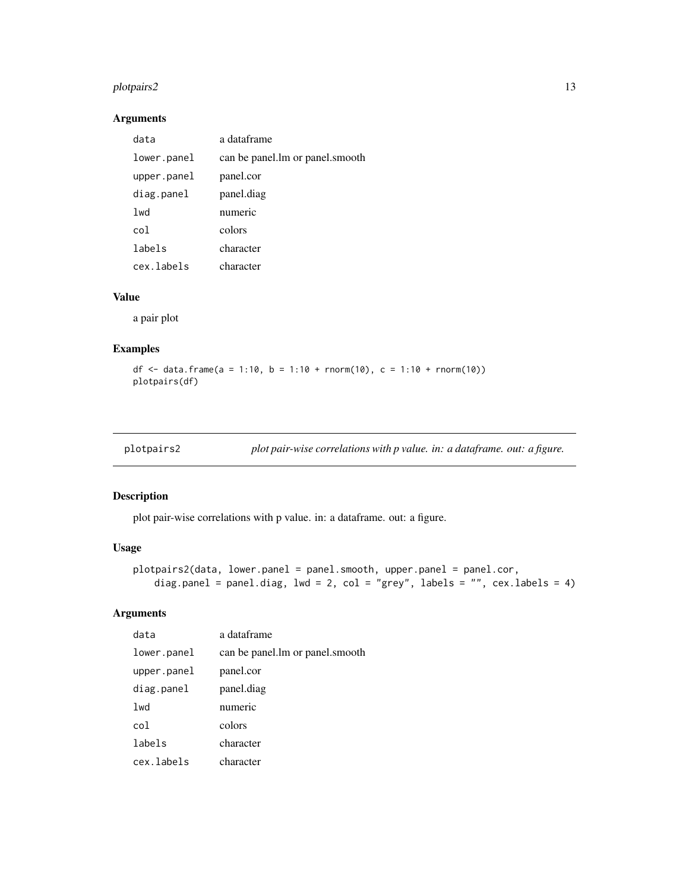### Arguments

| | |
|---|---|
| data | a dataframe |
| lower.panel | can be panel.lm or panel.smooth |
| upper.panel | panel.cor |
| diag.panel | panel.diag |
| lwd | numeric |
| col | colors |
| labels | character |
| cex.labels | character |

### Value

a pair plot

### Examples

```
df <- data.frame(a = 1:10, b = 1:10 + rnorm(10), c = 1:10 + rnorm(10))
plotpairs(df)
```

---

## plotpairs2 — *plot pair-wise correlations with p value. in: a dataframe. out: a figure.*

### Description

plot pair-wise correlations with p value. in: a dataframe. out: a figure.

### Usage

```
plotpairs2(data, lower.panel = panel.smooth, upper.panel = panel.cor,
    diag.panel = panel.diag, lwd = 2, col = "grey", labels = "", cex.labels = 4)
```

### Arguments

| | |
|---|---|
| data | a dataframe |
| lower.panel | can be panel.lm or panel.smooth |
| upper.panel | panel.cor |
| diag.panel | panel.diag |
| lwd | numeric |
| col | colors |
| labels | character |
| cex.labels | character |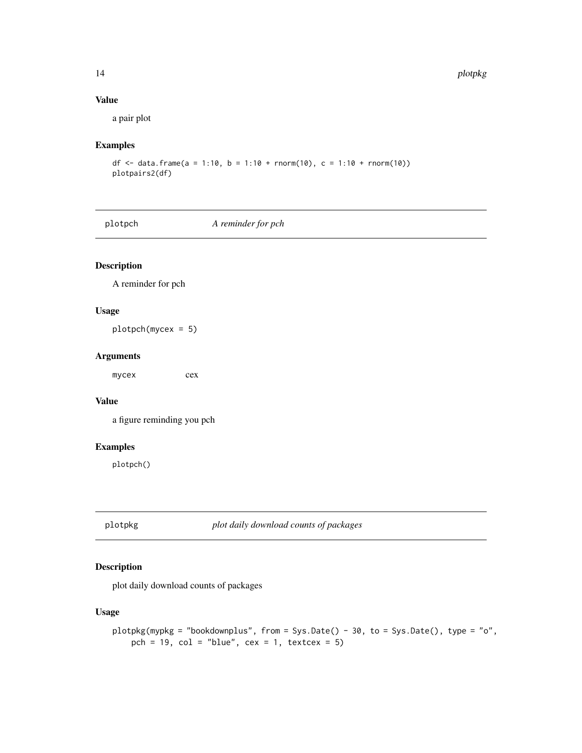### Value

a pair plot

### Examples

```
df <- data.frame(a = 1:10, b = 1:10 + rnorm(10), c = 1:10 + rnorm(10))
plotpairs2(df)
```

---

## plotpch *A reminder for pch*

---

### Description

A reminder for pch

### Usage

```
plotpch(mycex = 5)
```

### Arguments

| | |
|---|---|
| mycex | cex |

### Value

a figure reminding you pch

### Examples

```
plotpch()
```

---

## plotpkg *plot daily download counts of packages*

---

### Description

plot daily download counts of packages

### Usage

```
plotpkg(mypkg = "bookdownplus", from = Sys.Date() - 30, to = Sys.Date(), type = "o",
    pch = 19, col = "blue", cex = 1, textcex = 5)
```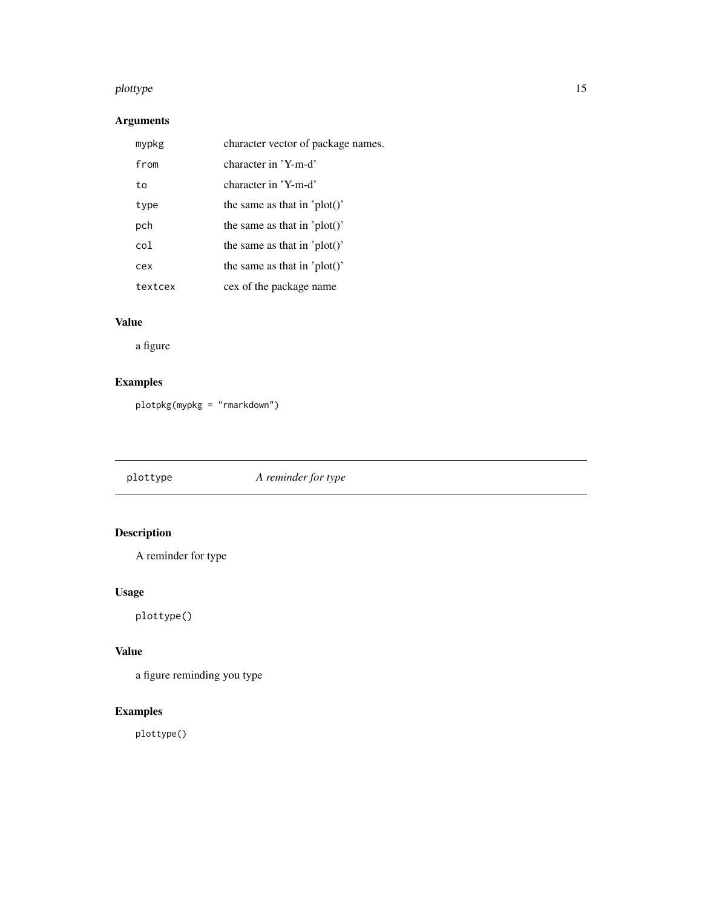## Arguments

| | |
|---|---|
| `mypkg` | character vector of package names. |
| `from` | character in 'Y-m-d' |
| `to` | character in 'Y-m-d' |
| `type` | the same as that in 'plot()' |
| `pch` | the same as that in 'plot()' |
| `col` | the same as that in 'plot()' |
| `cex` | the same as that in 'plot()' |
| `textcex` | cex of the package name |

## Value

a figure

## Examples

```
plotpkg(mypkg = "rmarkdown")
```

---

# `plottype` *A reminder for type*

---

## Description

A reminder for type

## Usage

```
plottype()
```

## Value

a figure reminding you type

## Examples

```
plottype()
```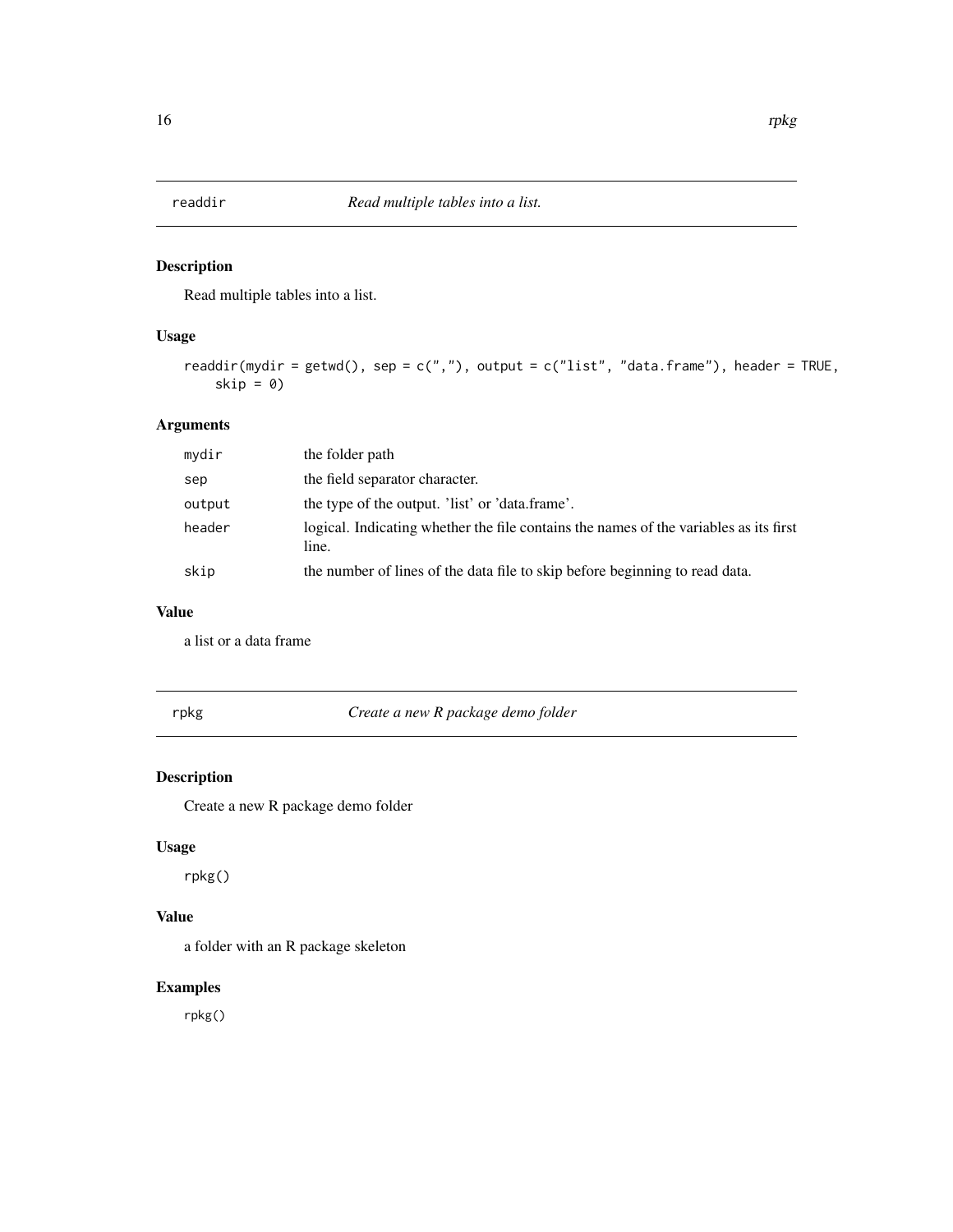## readdir — *Read multiple tables into a list.*

### Description

Read multiple tables into a list.

### Usage

```
readdir(mydir = getwd(), sep = c(","), output = c("list", "data.frame"), header = TRUE,
    skip = 0)
```

### Arguments

| | |
|---|---|
| `mydir` | the folder path |
| `sep` | the field separator character. |
| `output` | the type of the output. 'list' or 'data.frame'. |
| `header` | logical. Indicating whether the file contains the names of the variables as its first line. |
| `skip` | the number of lines of the data file to skip before beginning to read data. |

### Value

a list or a data frame

## rpkg — *Create a new R package demo folder*

### Description

Create a new R package demo folder

### Usage

```
rpkg()
```

### Value

a folder with an R package skeleton

### Examples

```
rpkg()
```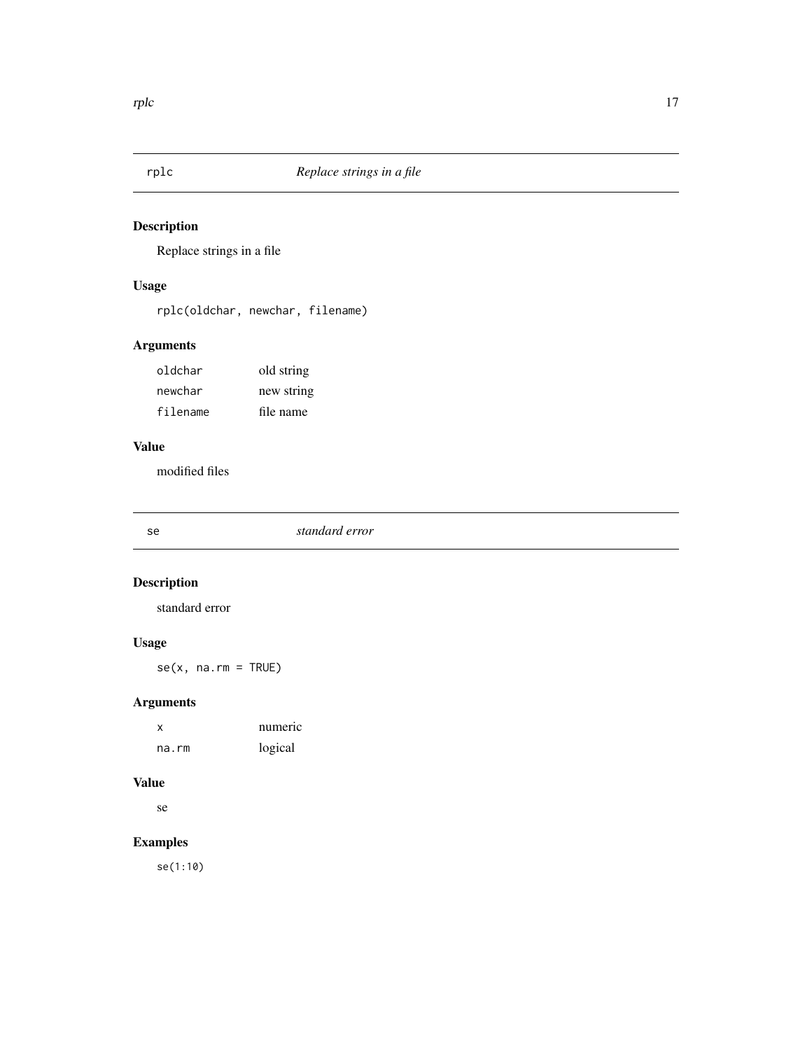## rplc — *Replace strings in a file*

### Description

Replace strings in a file

### Usage

```
rplc(oldchar, newchar, filename)
```

### Arguments

| | |
|---|---|
| oldchar | old string |
| newchar | new string |
| filename | file name |

### Value

modified files

## se — *standard error*

### Description

standard error

### Usage

```
se(x, na.rm = TRUE)
```

### Arguments

| | |
|---|---|
| x | numeric |
| na.rm | logical |

### Value

se

### Examples

```
se(1:10)
```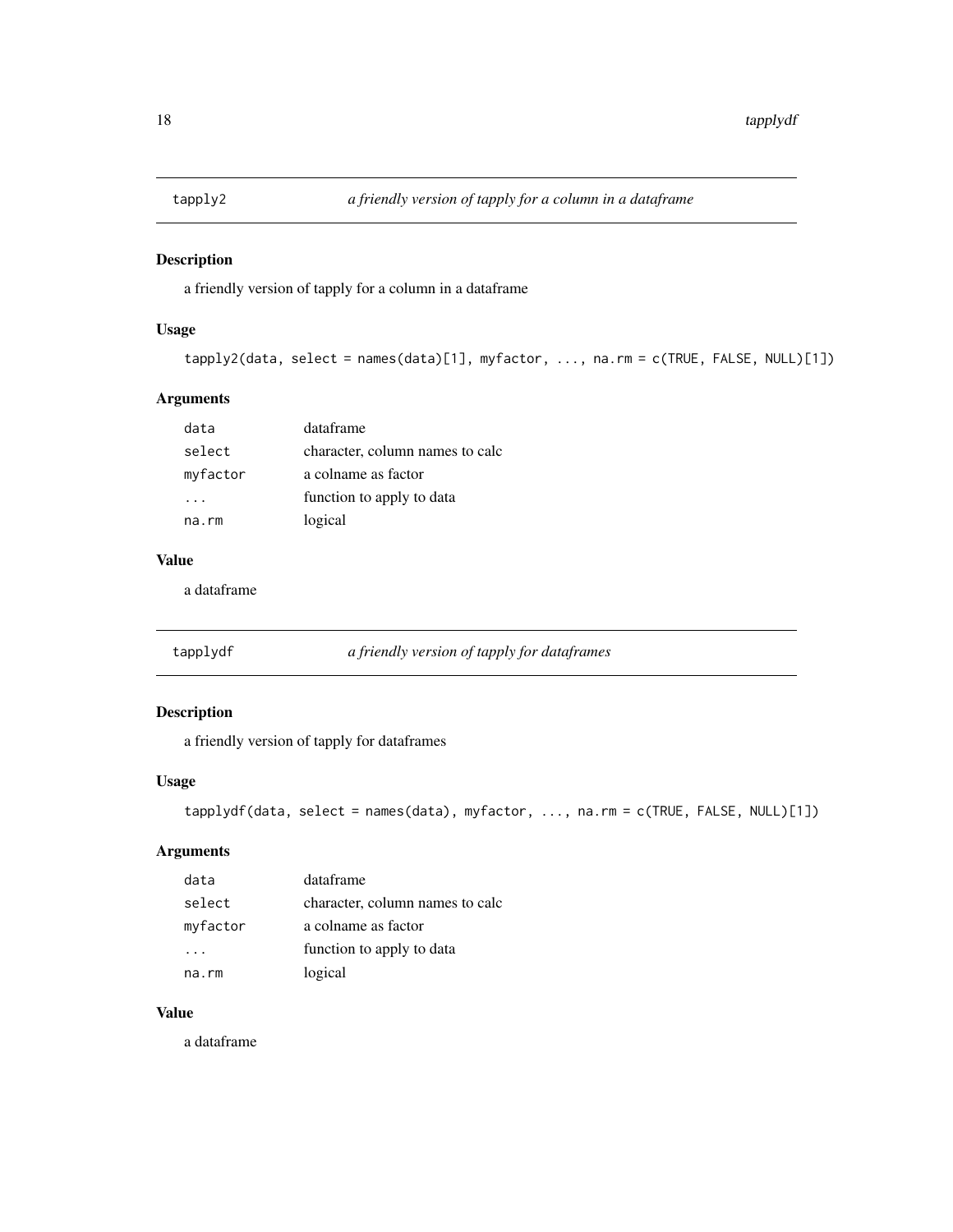## tapply2 — *a friendly version of tapply for a column in a dataframe*

### Description

a friendly version of tapply for a column in a dataframe

### Usage

```
tapply2(data, select = names(data)[1], myfactor, ..., na.rm = c(TRUE, FALSE, NULL)[1])
```

### Arguments

| | |
|---|---|
| data | dataframe |
| select | character, column names to calc |
| myfactor | a colname as factor |
| ... | function to apply to data |
| na.rm | logical |

### Value

a dataframe

## tapplydf — *a friendly version of tapply for dataframes*

### Description

a friendly version of tapply for dataframes

### Usage

```
tapplydf(data, select = names(data), myfactor, ..., na.rm = c(TRUE, FALSE, NULL)[1])
```

### Arguments

| | |
|---|---|
| data | dataframe |
| select | character, column names to calc |
| myfactor | a colname as factor |
| ... | function to apply to data |
| na.rm | logical |

### Value

a dataframe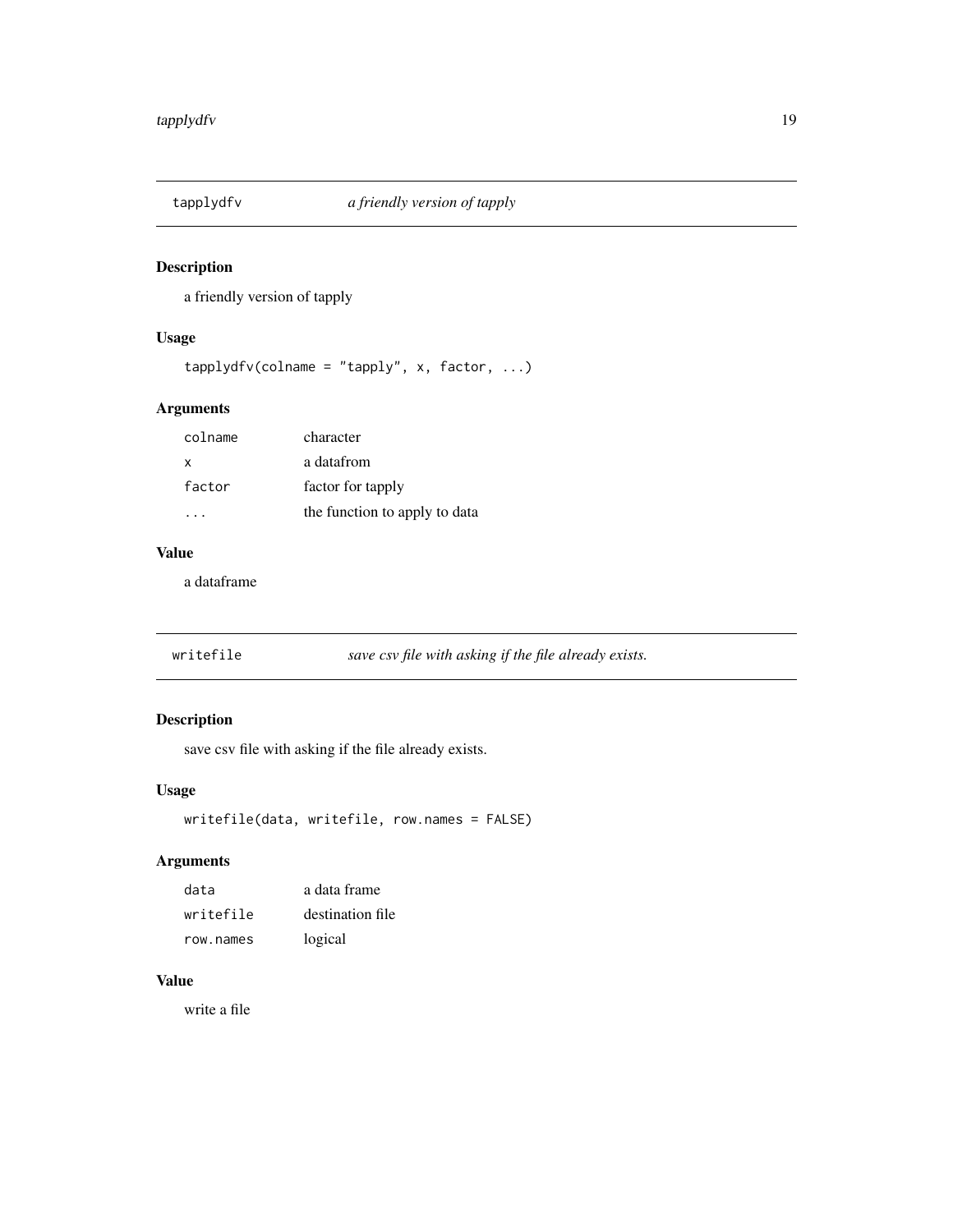## tapplydfv — *a friendly version of tapply*

### Description

a friendly version of tapply

### Usage

```
tapplydfv(colname = "tapply", x, factor, ...)
```

### Arguments

| | |
|---|---|
| `colname` | character |
| `x` | a datafrom |
| `factor` | factor for tapply |
| `...` | the function to apply to data |

### Value

a dataframe

## writefile — *save csv file with asking if the file already exists.*

### Description

save csv file with asking if the file already exists.

### Usage

```
writefile(data, writefile, row.names = FALSE)
```

### Arguments

| | |
|---|---|
| `data` | a data frame |
| `writefile` | destination file |
| `row.names` | logical |

### Value

write a file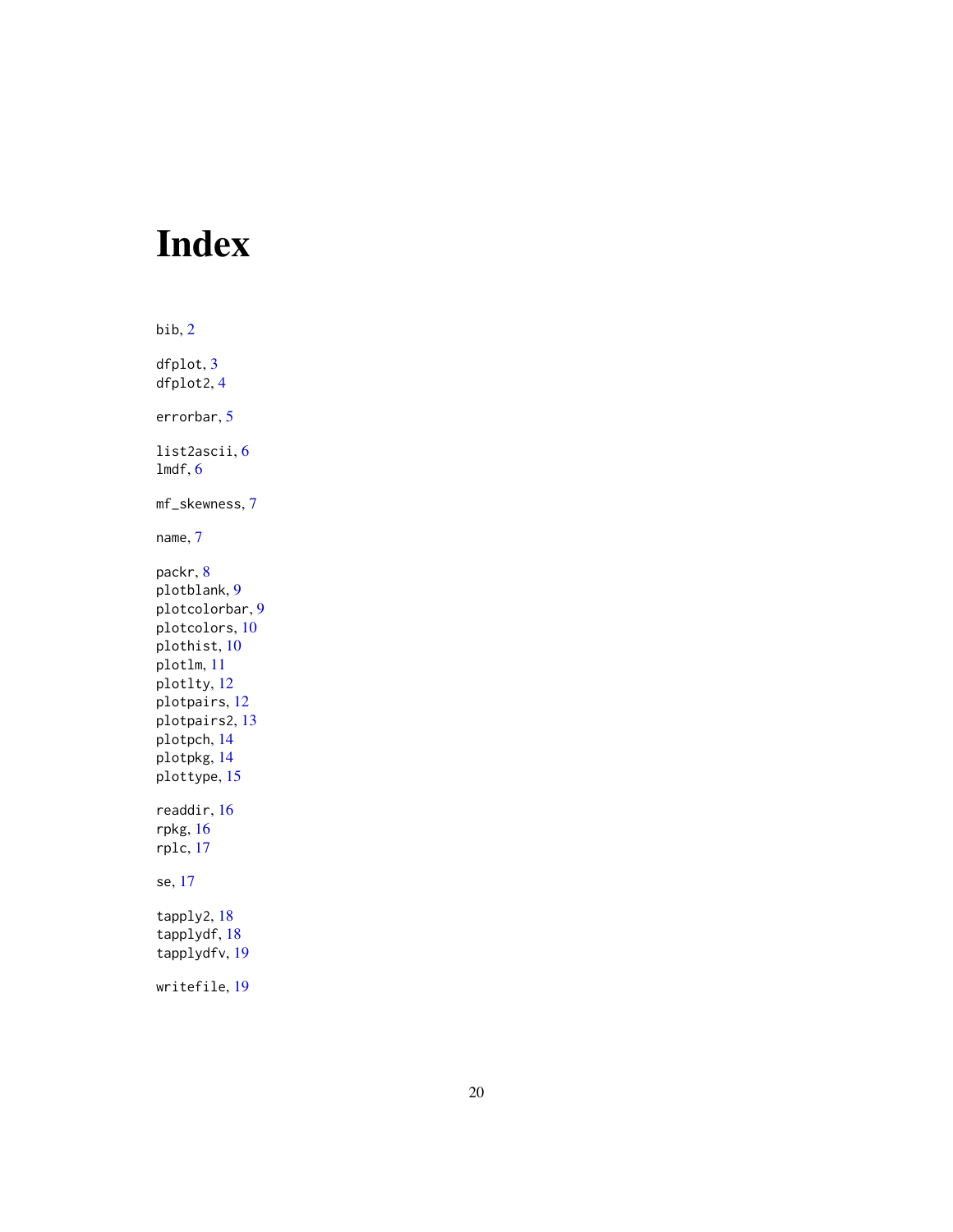# Index

bib, 2

dfplot, 3
dfplot2, 4

errorbar, 5

list2ascii, 6
lmdf, 6

mf_skewness, 7

name, 7

packr, 8
plotblank, 9
plotcolorbar, 9
plotcolors, 10
plothist, 10
plotlm, 11
plotlty, 12
plotpairs, 12
plotpairs2, 13
plotpch, 14
plotpkg, 14
plottype, 15

readdir, 16
rpkg, 16
rplc, 17

se, 17

tapply2, 18
tapplydf, 18
tapplydfv, 19

writefile, 19